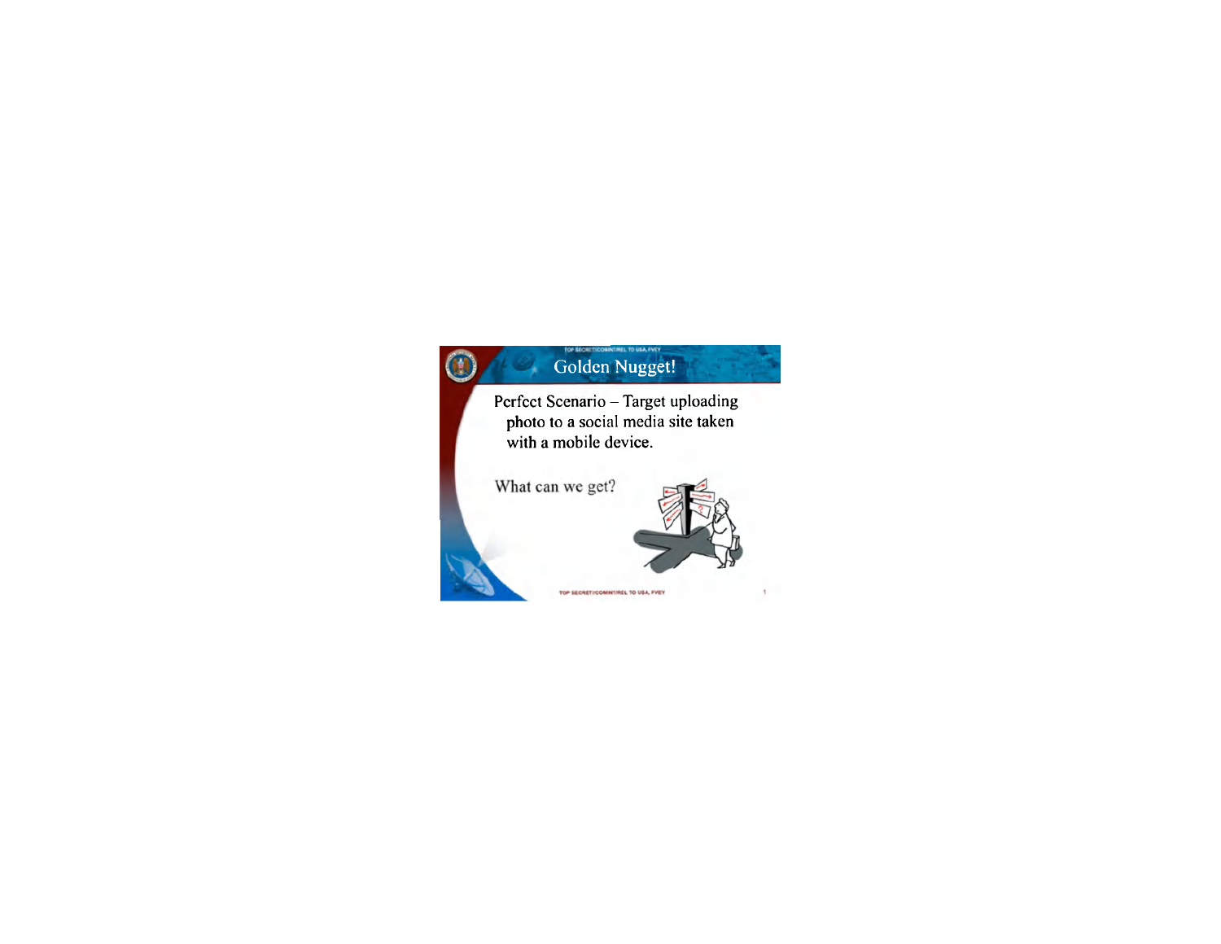TOP SECRET//COMINT//REL TO USA, FVEY

# Golden Nugget!

Perfect Scenario – Target uploading photo to a social media site taken with a mobile device.

What can we get?

TOP SECRET//COMINT//REL TO USA, FVEY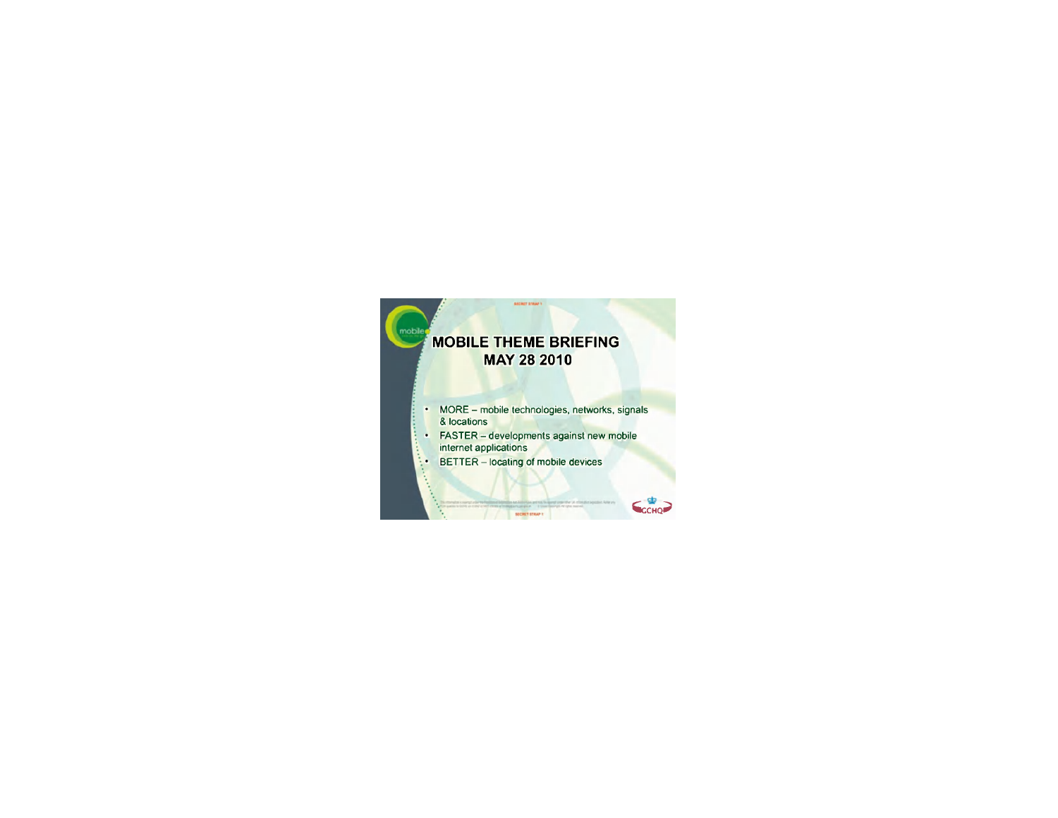SECRET STRAP 1

# MOBILE THEME BRIEFING
## MAY 28 2010

- MORE – mobile technologies, networks, signals & locations
- FASTER – developments against new mobile internet applications
- BETTER – locating of mobile devices

SECRET STRAP 1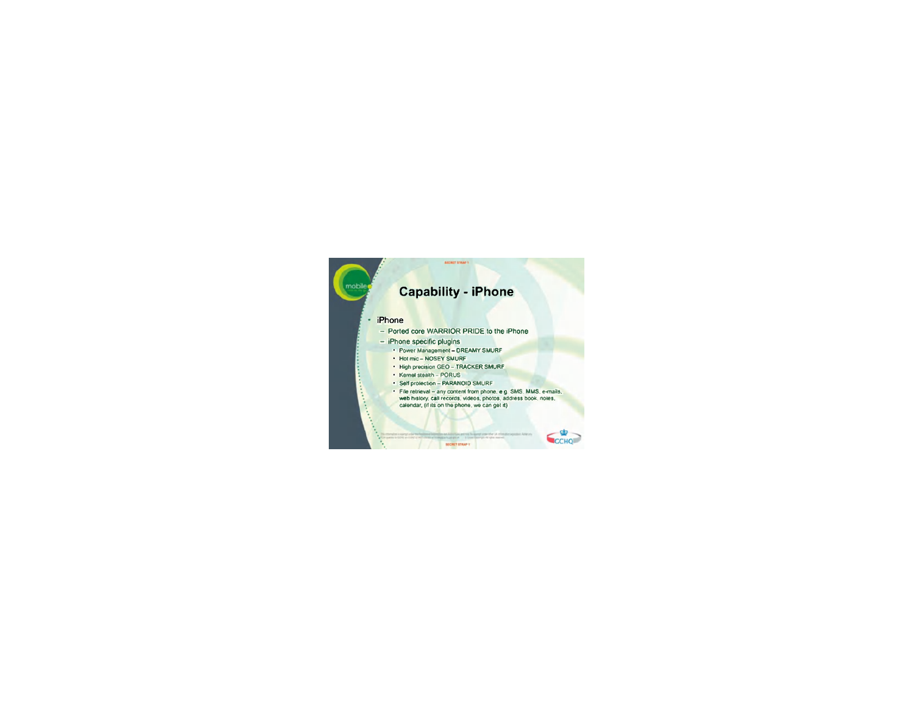SECRET STRAP 1

# Capability - iPhone

- iPhone
  - Ported core WARRIOR PRIDE to the iPhone
  - iPhone specific plugins
    - Power Management – DREAMY SMURF
    - Hot mic – NOSEY SMURF
    - High precision GEO – TRACKER SMURF
    - Kernel stealth – PORUS
    - Self protection – PARANOID SMURF
    - File retrieval – any content from phone, e.g. SMS, MMS, e-mails, web history, call records, videos, photos, address book, notes, calendar, (if its on the phone, we can get it)

SECRET STRAP 1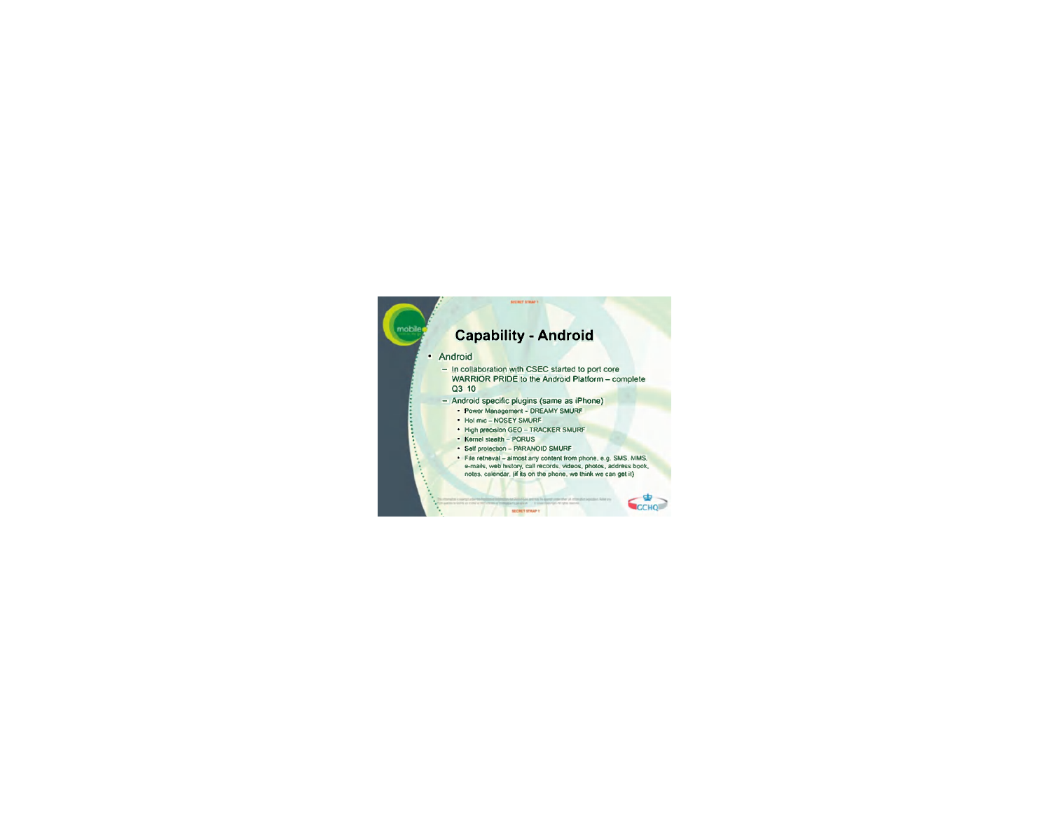SECRET STRAP 1

# Capability - Android

- Android
  - In collaboration with CSEC started to port core WARRIOR PRIDE to the Android Platform – complete Q3 10
  - Android specific plugins (same as iPhone)
    - Power Management – DREAMY SMURF
    - Hot mic – NOSEY SMURF
    - High precision GEO – TRACKER SMURF
    - Kernel stealth – PORUS
    - Self protection – PARANOID SMURF
    - File retrieval – almost any content from phone, e.g. SMS, MMS, e-mails, web history, call records, videos, photos, address book, notes, calendar, (if its on the phone, we think we can get it)

SECRET STRAP 1